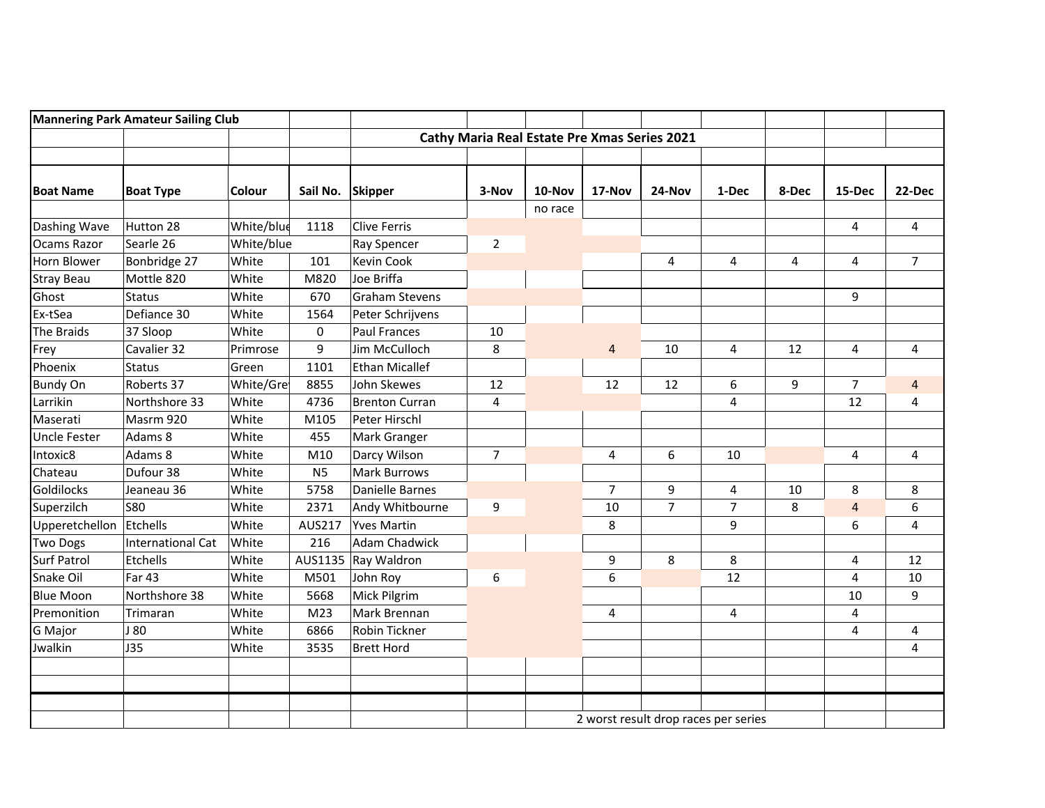**Mannering Park Amateur Sailing Club**

## Cathy Maria Real Estate Pre Xmas Series 2021

| Boat Name | Boat Type | Colour | Sail No. | Skipper | 3-Nov | 10-Nov | 17-Nov | 24-Nov | 1-Dec | 8-Dec | 15-Dec | 22-Dec |
|---|---|---|---|---|---|---|---|---|---|---|---|---|
| | | | | | | no race | | | | | | |
| Dashing Wave | Hutton 28 | White/blue | 1118 | Clive Ferris | | | | | | | 4 | 4 |
| Ocams Razor | Searle 26 | White/blue | | Ray Spencer | 2 | | | | | | | |
| Horn Blower | Bonbridge 27 | White | 101 | Kevin Cook | | | | 4 | 4 | 4 | 4 | 7 |
| Stray Beau | Mottle 820 | White | M820 | Joe Briffa | | | | | | | | |
| Ghost | Status | White | 670 | Graham Stevens | | | | | | | 9 | |
| Ex-tSea | Defiance 30 | White | 1564 | Peter Schrijvens | | | | | | | | |
| The Braids | 37 Sloop | White | 0 | Paul Frances | 10 | | | | | | | |
| Frey | Cavalier 32 | Primrose | 9 | Jim McCulloch | 8 | | 4 | 10 | 4 | 12 | 4 | 4 |
| Phoenix | Status | Green | 1101 | Ethan Micallef | | | | | | | | |
| Bundy On | Roberts 37 | White/Grey | 8855 | John Skewes | 12 | | 12 | 12 | 6 | 9 | 7 | 4 |
| Larrikin | Northshore 33 | White | 4736 | Brenton Curran | 4 | | | | 4 | | 12 | 4 |
| Maserati | Masrm 920 | White | M105 | Peter Hirschl | | | | | | | | |
| Uncle Fester | Adams 8 | White | 455 | Mark Granger | | | | | | | | |
| Intoxic8 | Adams 8 | White | M10 | Darcy Wilson | 7 | | 4 | 6 | 10 | | 4 | 4 |
| Chateau | Dufour 38 | White | N5 | Mark Burrows | | | | | | | | |
| Goldilocks | Jeaneau 36 | White | 5758 | Danielle Barnes | | | 7 | 9 | 4 | 10 | 8 | 8 |
| Superzilch | S80 | White | 2371 | Andy Whitbourne | 9 | | 10 | 7 | 7 | 8 | 4 | 6 |
| Upperetchellon | Etchells | White | AUS217 | Yves Martin | | | 8 | | 9 | | 6 | 4 |
| Two Dogs | International Cat | White | 216 | Adam Chadwick | | | | | | | | |
| Surf Patrol | Etchells | White | AUS1135 | Ray Waldron | | | 9 | 8 | 8 | | 4 | 12 |
| Snake Oil | Far 43 | White | M501 | John Roy | 6 | | 6 | | 12 | | 4 | 10 |
| Blue Moon | Northshore 38 | White | 5668 | Mick Pilgrim | | | | | | | 10 | 9 |
| Premonition | Trimaran | White | M23 | Mark Brennan | | | 4 | | 4 | | 4 | |
| G Major | J 80 | White | 6866 | Robin Tickner | | | | | | | 4 | 4 |
| Jwalkin | J35 | White | 3535 | Brett Hord | | | | | | | | 4 |

2 worst result drop races per series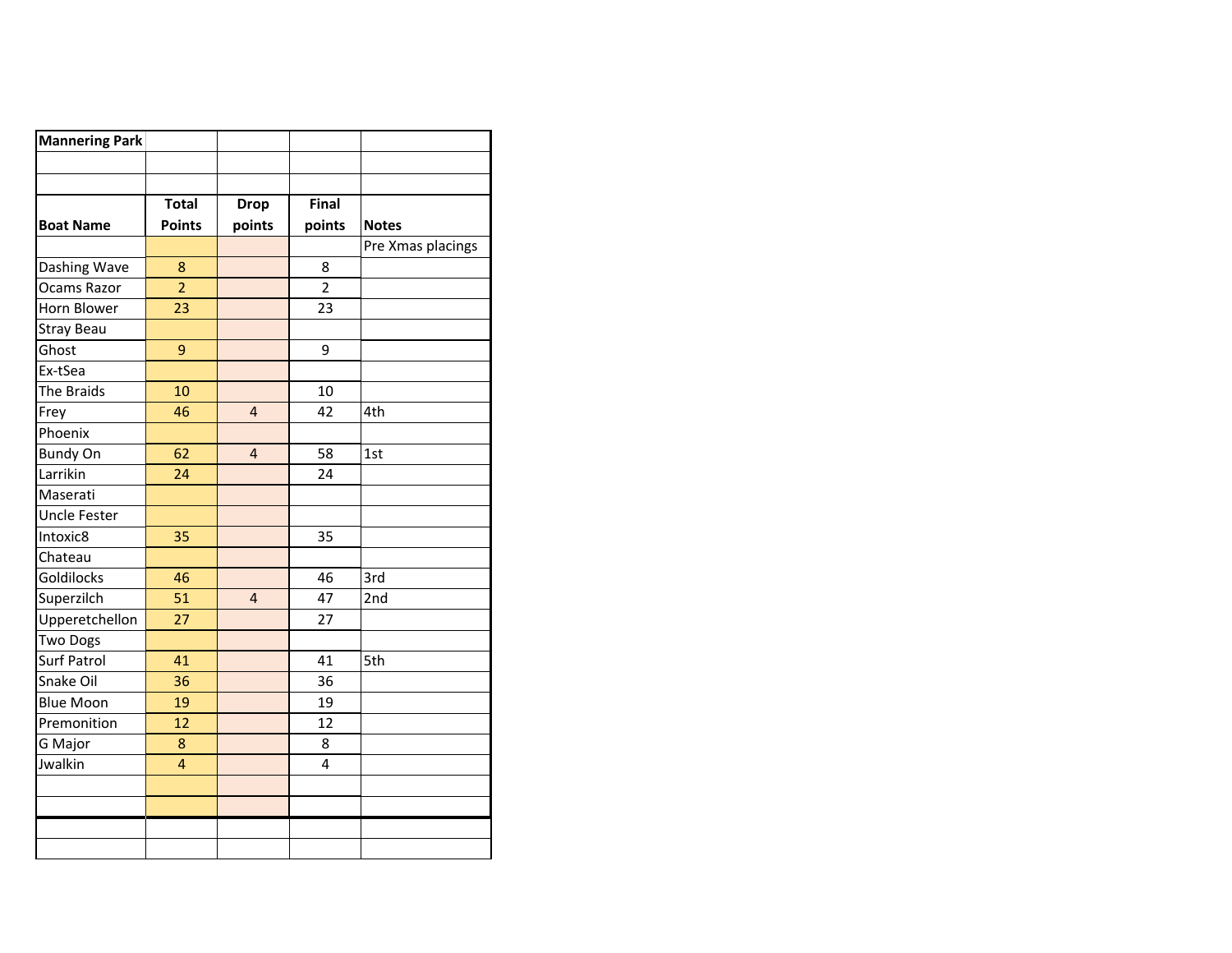| Mannering Park | | | | |
|---|---|---|---|---|
| | | | | |
| | | | | |
| **Boat Name** | **Total Points** | **Drop points** | **Final points** | **Notes** |
| | | | | Pre Xmas placings |
| Dashing Wave | 8 | | 8 | |
| Ocams Razor | 2 | | 2 | |
| Horn Blower | 23 | | 23 | |
| Stray Beau | | | | |
| Ghost | 9 | | 9 | |
| Ex-tSea | | | | |
| The Braids | 10 | | 10 | |
| Frey | 46 | 4 | 42 | 4th |
| Phoenix | | | | |
| Bundy On | 62 | 4 | 58 | 1st |
| Larrikin | 24 | | 24 | |
| Maserati | | | | |
| Uncle Fester | | | | |
| Intoxic8 | 35 | | 35 | |
| Chateau | | | | |
| Goldilocks | 46 | | 46 | 3rd |
| Superzilch | 51 | 4 | 47 | 2nd |
| Upperetchellon | 27 | | 27 | |
| Two Dogs | | | | |
| Surf Patrol | 41 | | 41 | 5th |
| Snake Oil | 36 | | 36 | |
| Blue Moon | 19 | | 19 | |
| Premonition | 12 | | 12 | |
| G Major | 8 | | 8 | |
| Jwalkin | 4 | | 4 | |